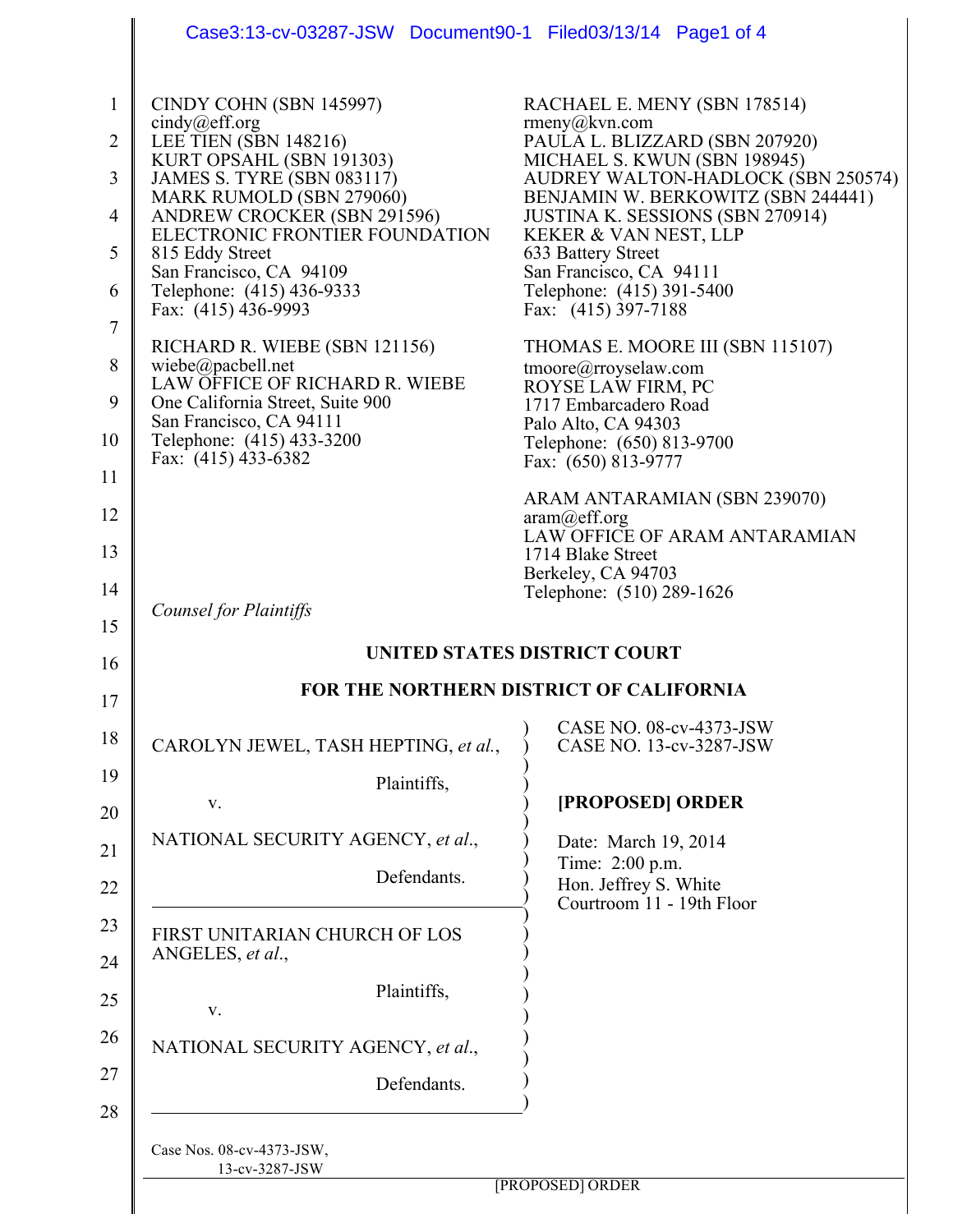CINDY COHN (SBN 145997)
cindy@eff.org
LEE TIEN (SBN 148216)
KURT OPSAHL (SBN 191303)
JAMES S. TYRE (SBN 083117)
MARK RUMOLD (SBN 279060)
ANDREW CROCKER (SBN 291596)
ELECTRONIC FRONTIER FOUNDATION
815 Eddy Street
San Francisco, CA 94109
Telephone: (415) 436-9333
Fax: (415) 436-9993

RICHARD R. WIEBE (SBN 121156)
wiebe@pacbell.net
LAW OFFICE OF RICHARD R. WIEBE
One California Street, Suite 900
San Francisco, CA 94111
Telephone: (415) 433-3200
Fax: (415) 433-6382

RACHAEL E. MENY (SBN 178514)
rmeny@kvn.com
PAULA L. BLIZZARD (SBN 207920)
MICHAEL S. KWUN (SBN 198945)
AUDREY WALTON-HADLOCK (SBN 250574)
BENJAMIN W. BERKOWITZ (SBN 244441)
JUSTINA K. SESSIONS (SBN 270914)
KEKER & VAN NEST, LLP
633 Battery Street
San Francisco, CA 94111
Telephone: (415) 391-5400
Fax: (415) 397-7188

THOMAS E. MOORE III (SBN 115107)
tmoore@rroyselaw.com
ROYSE LAW FIRM, PC
1717 Embarcadero Road
Palo Alto, CA 94303
Telephone: (650) 813-9700
Fax: (650) 813-9777

ARAM ANTARAMIAN (SBN 239070)
aram@eff.org
LAW OFFICE OF ARAM ANTARAMIAN
1714 Blake Street
Berkeley, CA 94703
Telephone: (510) 289-1626

*Counsel for Plaintiffs*

**UNITED STATES DISTRICT COURT**

**FOR THE NORTHERN DISTRICT OF CALIFORNIA**

CAROLYN JEWEL, TASH HEPTING, *et al.*,

Plaintiffs,

v.

NATIONAL SECURITY AGENCY, *et al.*,

Defendants.

---

FIRST UNITARIAN CHURCH OF LOS ANGELES, *et al.*,

Plaintiffs,

v.

NATIONAL SECURITY AGENCY, *et al.*,

Defendants.

CASE NO. 08-cv-4373-JSW
CASE NO. 13-cv-3287-JSW

**[PROPOSED] ORDER**

Date: March 19, 2014
Time: 2:00 p.m.
Hon. Jeffrey S. White
Courtroom 11 - 19th Floor

Case Nos. 08-cv-4373-JSW,
13-cv-3287-JSW

[PROPOSED] ORDER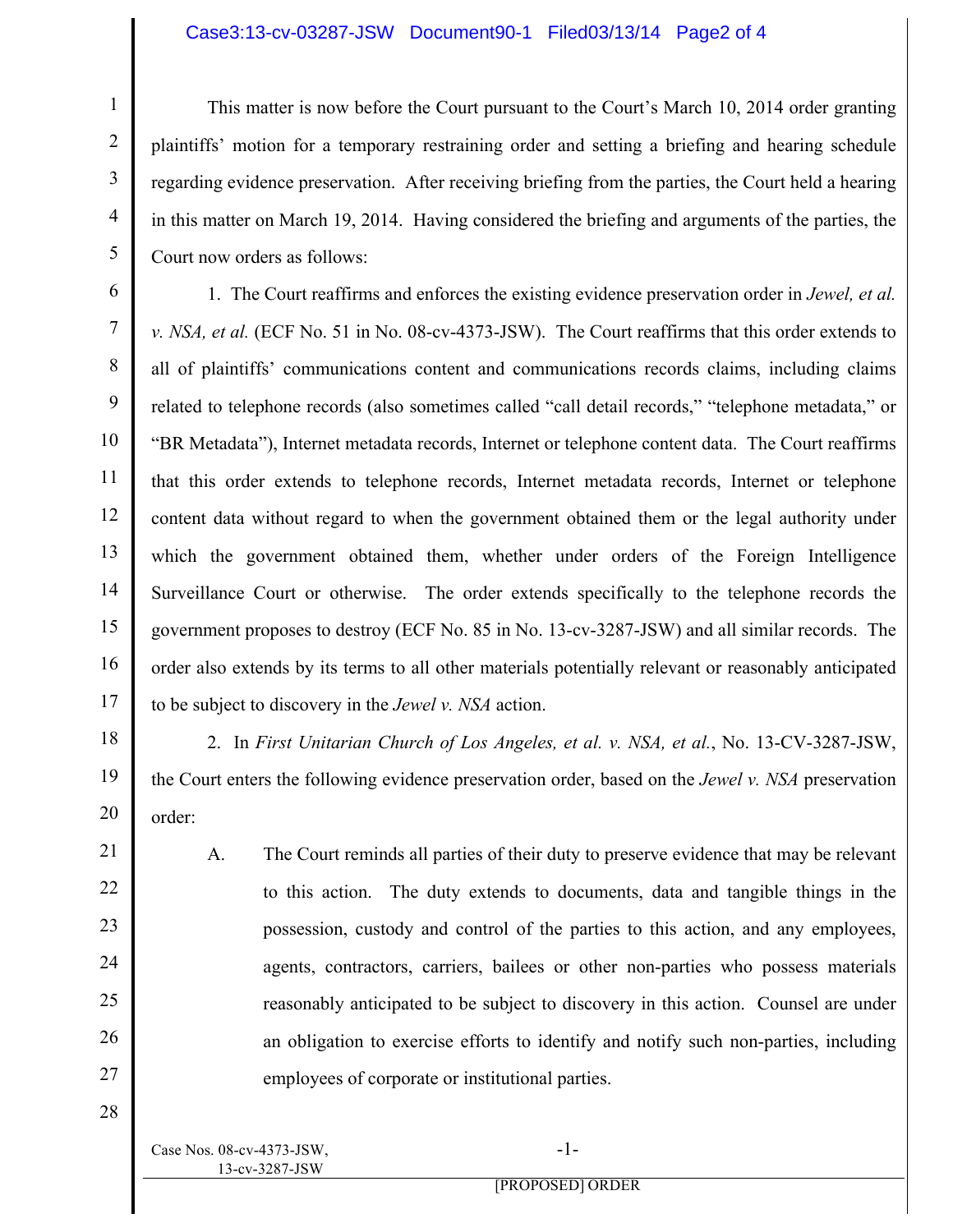This matter is now before the Court pursuant to the Court's March 10, 2014 order granting plaintiffs' motion for a temporary restraining order and setting a briefing and hearing schedule regarding evidence preservation. After receiving briefing from the parties, the Court held a hearing in this matter on March 19, 2014. Having considered the briefing and arguments of the parties, the Court now orders as follows:

1. The Court reaffirms and enforces the existing evidence preservation order in *Jewel, et al. v. NSA, et al.* (ECF No. 51 in No. 08-cv-4373-JSW). The Court reaffirms that this order extends to all of plaintiffs' communications content and communications records claims, including claims related to telephone records (also sometimes called "call detail records," "telephone metadata," or "BR Metadata"), Internet metadata records, Internet or telephone content data. The Court reaffirms that this order extends to telephone records, Internet metadata records, Internet or telephone content data without regard to when the government obtained them or the legal authority under which the government obtained them, whether under orders of the Foreign Intelligence Surveillance Court or otherwise. The order extends specifically to the telephone records the government proposes to destroy (ECF No. 85 in No. 13-cv-3287-JSW) and all similar records. The order also extends by its terms to all other materials potentially relevant or reasonably anticipated to be subject to discovery in the *Jewel v. NSA* action.

2. In *First Unitarian Church of Los Angeles, et al. v. NSA, et al.*, No. 13-CV-3287-JSW, the Court enters the following evidence preservation order, based on the *Jewel v. NSA* preservation order:

A. The Court reminds all parties of their duty to preserve evidence that may be relevant to this action. The duty extends to documents, data and tangible things in the possession, custody and control of the parties to this action, and any employees, agents, contractors, carriers, bailees or other non-parties who possess materials reasonably anticipated to be subject to discovery in this action. Counsel are under an obligation to exercise efforts to identify and notify such non-parties, including employees of corporate or institutional parties.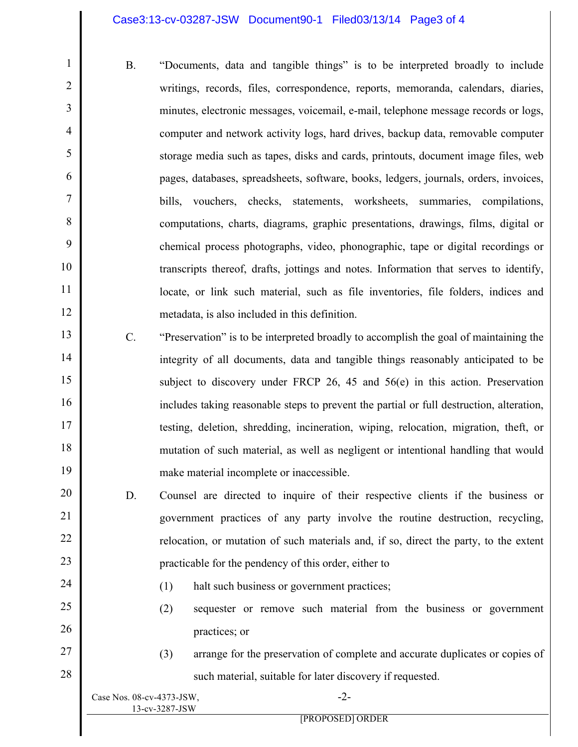B. "Documents, data and tangible things" is to be interpreted broadly to include writings, records, files, correspondence, reports, memoranda, calendars, diaries, minutes, electronic messages, voicemail, e-mail, telephone message records or logs, computer and network activity logs, hard drives, backup data, removable computer storage media such as tapes, disks and cards, printouts, document image files, web pages, databases, spreadsheets, software, books, ledgers, journals, orders, invoices, bills, vouchers, checks, statements, worksheets, summaries, compilations, computations, charts, diagrams, graphic presentations, drawings, films, digital or chemical process photographs, video, phonographic, tape or digital recordings or transcripts thereof, drafts, jottings and notes. Information that serves to identify, locate, or link such material, such as file inventories, file folders, indices and metadata, is also included in this definition.

C. "Preservation" is to be interpreted broadly to accomplish the goal of maintaining the integrity of all documents, data and tangible things reasonably anticipated to be subject to discovery under FRCP 26, 45 and 56(e) in this action. Preservation includes taking reasonable steps to prevent the partial or full destruction, alteration, testing, deletion, shredding, incineration, wiping, relocation, migration, theft, or mutation of such material, as well as negligent or intentional handling that would make material incomplete or inaccessible.

D. Counsel are directed to inquire of their respective clients if the business or government practices of any party involve the routine destruction, recycling, relocation, or mutation of such materials and, if so, direct the party, to the extent practicable for the pendency of this order, either to

(1) halt such business or government practices;

(2) sequester or remove such material from the business or government practices; or

(3) arrange for the preservation of complete and accurate duplicates or copies of such material, suitable for later discovery if requested.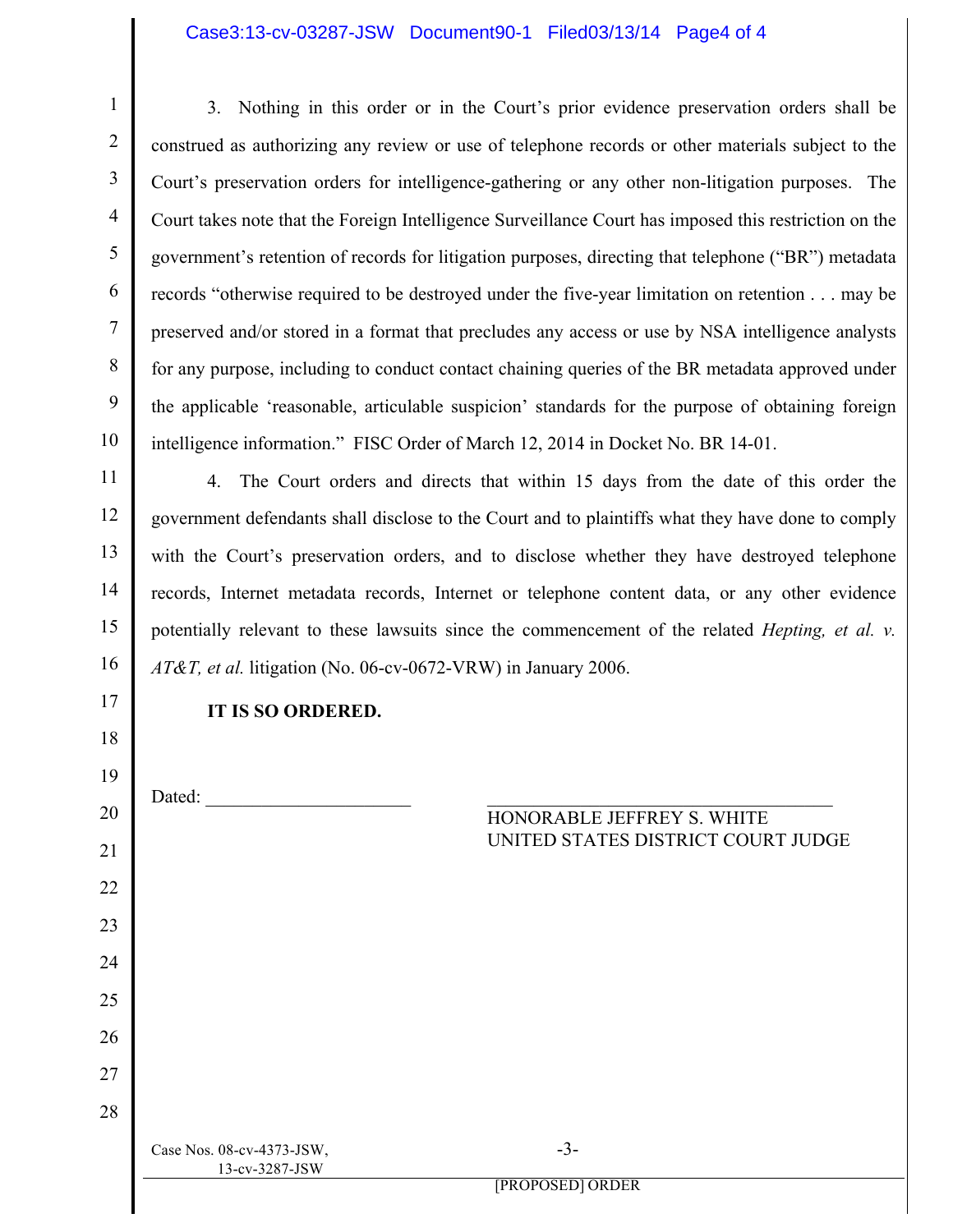3. Nothing in this order or in the Court's prior evidence preservation orders shall be construed as authorizing any review or use of telephone records or other materials subject to the Court's preservation orders for intelligence-gathering or any other non-litigation purposes. The Court takes note that the Foreign Intelligence Surveillance Court has imposed this restriction on the government's retention of records for litigation purposes, directing that telephone ("BR") metadata records "otherwise required to be destroyed under the five-year limitation on retention . . . may be preserved and/or stored in a format that precludes any access or use by NSA intelligence analysts for any purpose, including to conduct contact chaining queries of the BR metadata approved under the applicable 'reasonable, articulable suspicion' standards for the purpose of obtaining foreign intelligence information." FISC Order of March 12, 2014 in Docket No. BR 14-01.

4. The Court orders and directs that within 15 days from the date of this order the government defendants shall disclose to the Court and to plaintiffs what they have done to comply with the Court's preservation orders, and to disclose whether they have destroyed telephone records, Internet metadata records, Internet or telephone content data, or any other evidence potentially relevant to these lawsuits since the commencement of the related *Hepting, et al. v. AT&T, et al.* litigation (No. 06-cv-0672-VRW) in January 2006.

**IT IS SO ORDERED.**

Dated: ______________________

______________________________________
HONORABLE JEFFREY S. WHITE
UNITED STATES DISTRICT COURT JUDGE

Case Nos. 08-cv-4373-JSW, 13-cv-3287-JSW

[PROPOSED] ORDER